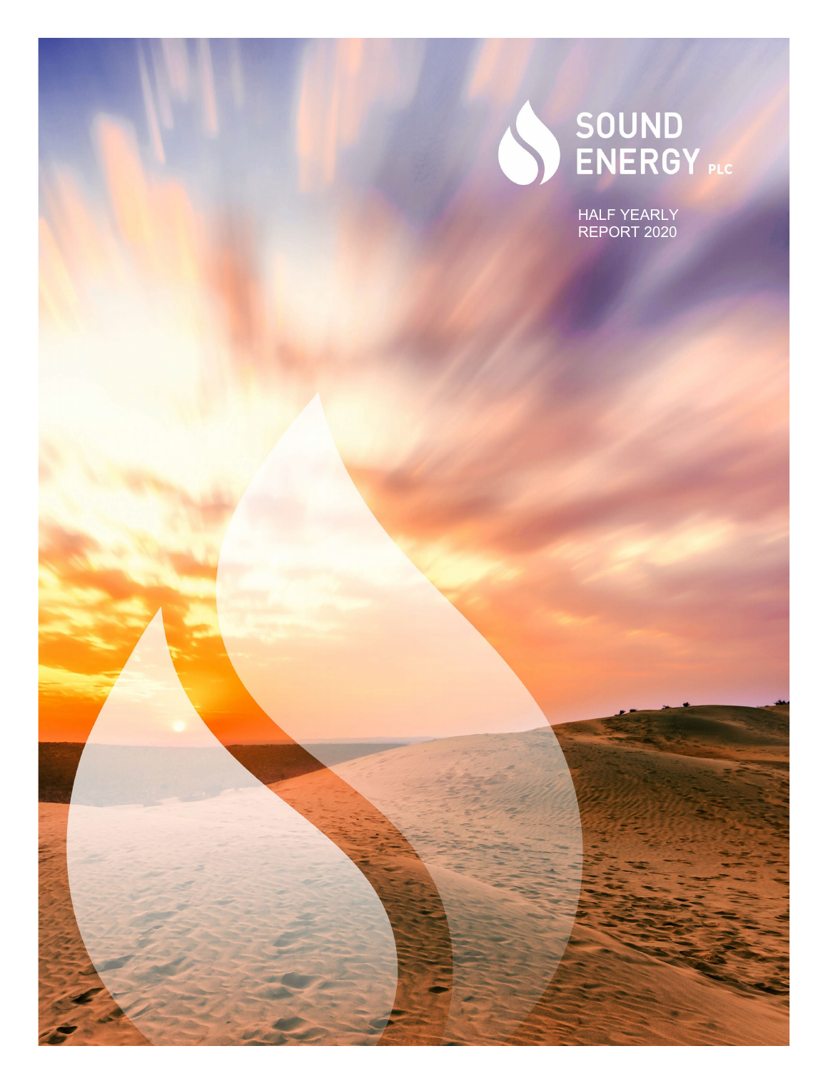# SOUND ENERGY PLC

HALF YEARLY REPORT 2020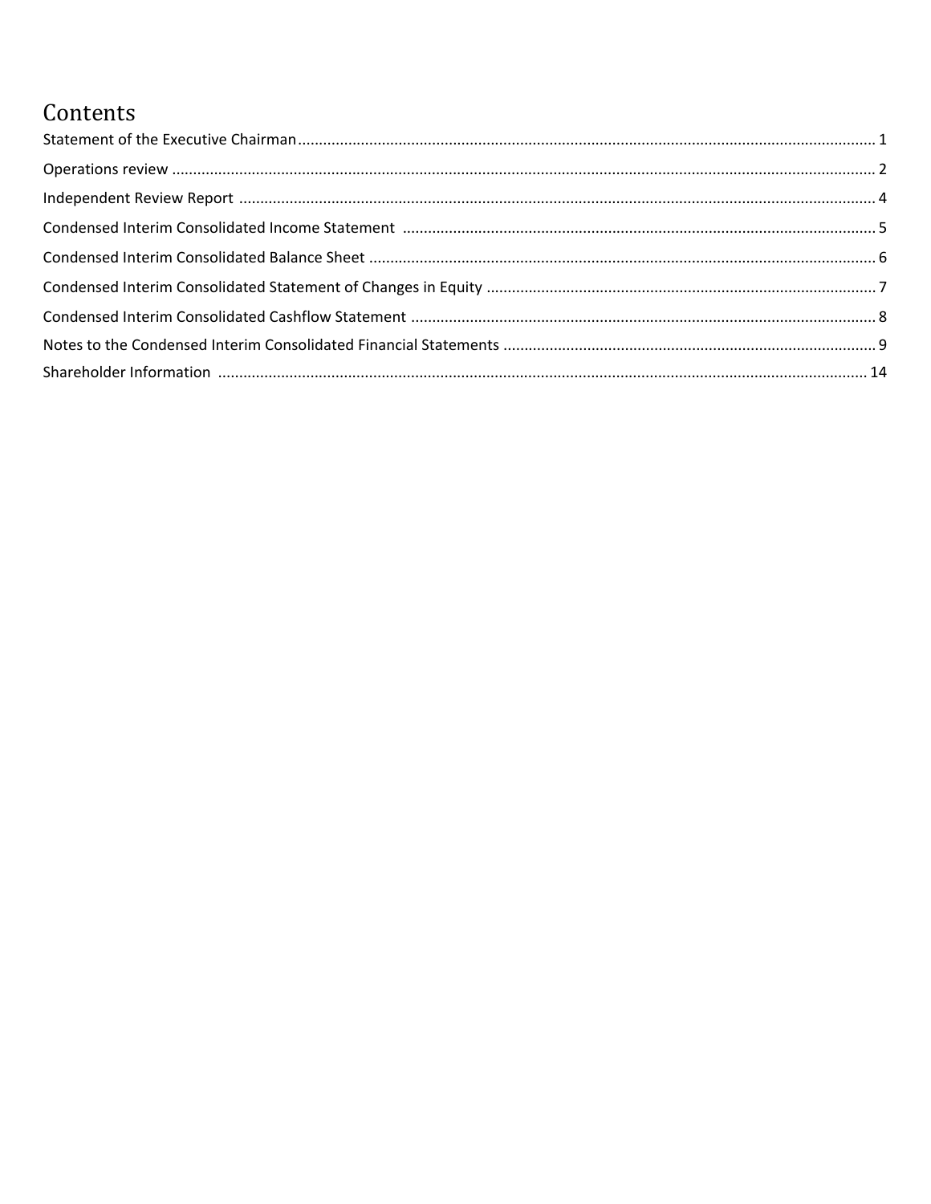# Contents

Statement of the Executive Chairman .......... 1

Operations review .......... 2

Independent Review Report .......... 4

Condensed Interim Consolidated Income Statement .......... 5

Condensed Interim Consolidated Balance Sheet .......... 6

Condensed Interim Consolidated Statement of Changes in Equity .......... 7

Condensed Interim Consolidated Cashflow Statement .......... 8

Notes to the Condensed Interim Consolidated Financial Statements .......... 9

Shareholder Information .......... 14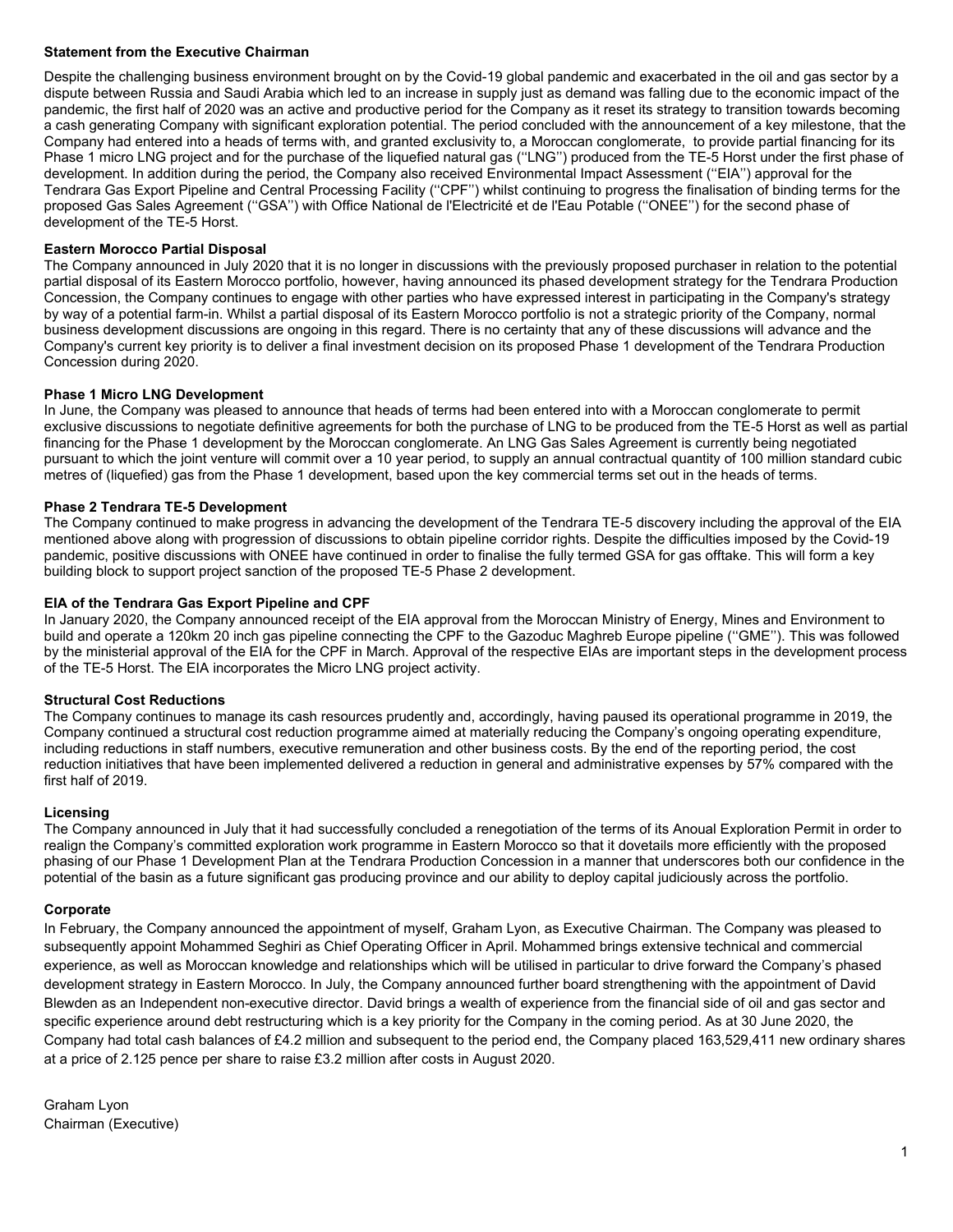## Statement from the Executive Chairman

Despite the challenging business environment brought on by the Covid-19 global pandemic and exacerbated in the oil and gas sector by a dispute between Russia and Saudi Arabia which led to an increase in supply just as demand was falling due to the economic impact of the pandemic, the first half of 2020 was an active and productive period for the Company as it reset its strategy to transition towards becoming a cash generating Company with significant exploration potential. The period concluded with the announcement of a key milestone, that the Company had entered into a heads of terms with, and granted exclusivity to, a Moroccan conglomerate, to provide partial financing for its Phase 1 micro LNG project and for the purchase of the liquefied natural gas (''LNG'') produced from the TE-5 Horst under the first phase of development. In addition during the period, the Company also received Environmental Impact Assessment (''EIA'') approval for the Tendrara Gas Export Pipeline and Central Processing Facility (''CPF'') whilst continuing to progress the finalisation of binding terms for the proposed Gas Sales Agreement (''GSA'') with Office National de l'Electricité et de l'Eau Potable (''ONEE'') for the second phase of development of the TE-5 Horst.

**Eastern Morocco Partial Disposal**

The Company announced in July 2020 that it is no longer in discussions with the previously proposed purchaser in relation to the potential partial disposal of its Eastern Morocco portfolio, however, having announced its phased development strategy for the Tendrara Production Concession, the Company continues to engage with other parties who have expressed interest in participating in the Company's strategy by way of a potential farm-in. Whilst a partial disposal of its Eastern Morocco portfolio is not a strategic priority of the Company, normal business development discussions are ongoing in this regard. There is no certainty that any of these discussions will advance and the Company's current key priority is to deliver a final investment decision on its proposed Phase 1 development of the Tendrara Production Concession during 2020.

**Phase 1 Micro LNG Development**

In June, the Company was pleased to announce that heads of terms had been entered into with a Moroccan conglomerate to permit exclusive discussions to negotiate definitive agreements for both the purchase of LNG to be produced from the TE-5 Horst as well as partial financing for the Phase 1 development by the Moroccan conglomerate. An LNG Gas Sales Agreement is currently being negotiated pursuant to which the joint venture will commit over a 10 year period, to supply an annual contractual quantity of 100 million standard cubic metres of (liquefied) gas from the Phase 1 development, based upon the key commercial terms set out in the heads of terms.

**Phase 2 Tendrara TE-5 Development**

The Company continued to make progress in advancing the development of the Tendrara TE-5 discovery including the approval of the EIA mentioned above along with progression of discussions to obtain pipeline corridor rights. Despite the difficulties imposed by the Covid-19 pandemic, positive discussions with ONEE have continued in order to finalise the fully termed GSA for gas offtake. This will form a key building block to support project sanction of the proposed TE-5 Phase 2 development.

**EIA of the Tendrara Gas Export Pipeline and CPF**

In January 2020, the Company announced receipt of the EIA approval from the Moroccan Ministry of Energy, Mines and Environment to build and operate a 120km 20 inch gas pipeline connecting the CPF to the Gazoduc Maghreb Europe pipeline (''GME''). This was followed by the ministerial approval of the EIA for the CPF in March. Approval of the respective EIAs are important steps in the development process of the TE-5 Horst. The EIA incorporates the Micro LNG project activity.

**Structural Cost Reductions**

The Company continues to manage its cash resources prudently and, accordingly, having paused its operational programme in 2019, the Company continued a structural cost reduction programme aimed at materially reducing the Company's ongoing operating expenditure, including reductions in staff numbers, executive remuneration and other business costs. By the end of the reporting period, the cost reduction initiatives that have been implemented delivered a reduction in general and administrative expenses by 57% compared with the first half of 2019.

**Licensing**

The Company announced in July that it had successfully concluded a renegotiation of the terms of its Anoual Exploration Permit in order to realign the Company's committed exploration work programme in Eastern Morocco so that it dovetails more efficiently with the proposed phasing of our Phase 1 Development Plan at the Tendrara Production Concession in a manner that underscores both our confidence in the potential of the basin as a future significant gas producing province and our ability to deploy capital judiciously across the portfolio.

**Corporate**

In February, the Company announced the appointment of myself, Graham Lyon, as Executive Chairman. The Company was pleased to subsequently appoint Mohammed Seghiri as Chief Operating Officer in April. Mohammed brings extensive technical and commercial experience, as well as Moroccan knowledge and relationships which will be utilised in particular to drive forward the Company's phased development strategy in Eastern Morocco. In July, the Company announced further board strengthening with the appointment of David Blewden as an Independent non-executive director. David brings a wealth of experience from the financial side of oil and gas sector and specific experience around debt restructuring which is a key priority for the Company in the coming period. As at 30 June 2020, the Company had total cash balances of £4.2 million and subsequent to the period end, the Company placed 163,529,411 new ordinary shares at a price of 2.125 pence per share to raise £3.2 million after costs in August 2020.

Graham Lyon
Chairman (Executive)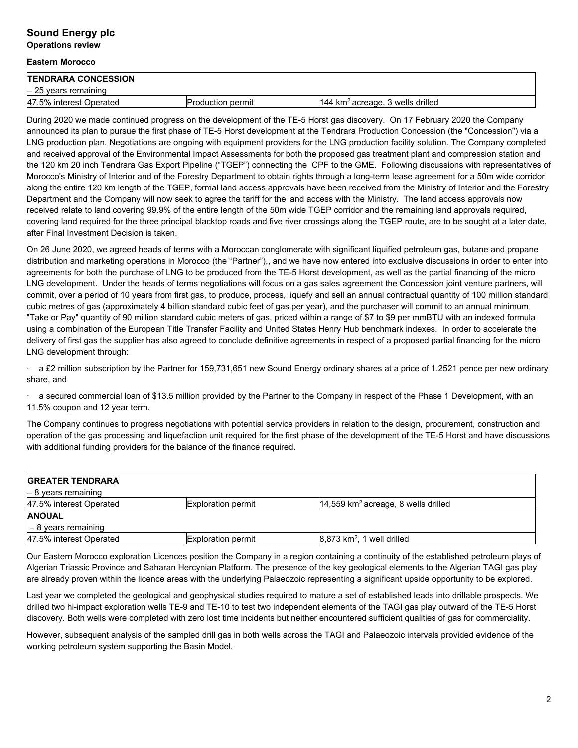# Sound Energy plc

**Operations review**

**Eastern Morocco**

| **TENDRARA CONCESSION** – 25 years remaining | | |
|---|---|---|
| 47.5% interest Operated | Production permit | 144 km$^2$ acreage, 3 wells drilled |

During 2020 we made continued progress on the development of the TE-5 Horst gas discovery. On 17 February 2020 the Company announced its plan to pursue the first phase of TE-5 Horst development at the Tendrara Production Concession (the "Concession") via a LNG production plan. Negotiations are ongoing with equipment providers for the LNG production facility solution. The Company completed and received approval of the Environmental Impact Assessments for both the proposed gas treatment plant and compression station and the 120 km 20 inch Tendrara Gas Export Pipeline ("TGEP") connecting the CPF to the GME. Following discussions with representatives of Morocco's Ministry of Interior and of the Forestry Department to obtain rights through a long-term lease agreement for a 50m wide corridor along the entire 120 km length of the TGEP, formal land access approvals have been received from the Ministry of Interior and the Forestry Department and the Company will now seek to agree the tariff for the land access with the Ministry. The land access approvals now received relate to land covering 99.9% of the entire length of the 50m wide TGEP corridor and the remaining land approvals required, covering land required for the three principal blacktop roads and five river crossings along the TGEP route, are to be sought at a later date, after Final Investment Decision is taken.

On 26 June 2020, we agreed heads of terms with a Moroccan conglomerate with significant liquified petroleum gas, butane and propane distribution and marketing operations in Morocco (the "Partner"),, and we have now entered into exclusive discussions in order to enter into agreements for both the purchase of LNG to be produced from the TE-5 Horst development, as well as the partial financing of the micro LNG development. Under the heads of terms negotiations will focus on a gas sales agreement the Concession joint venture partners, will commit, over a period of 10 years from first gas, to produce, process, liquefy and sell an annual contractual quantity of 100 million standard cubic metres of gas (approximately 4 billion standard cubic feet of gas per year), and the purchaser will commit to an annual minimum "Take or Pay" quantity of 90 million standard cubic meters of gas, priced within a range of $7 to $9 per mmBTU with an indexed formula using a combination of the European Title Transfer Facility and United States Henry Hub benchmark indexes. In order to accelerate the delivery of first gas the supplier has also agreed to conclude definitive agreements in respect of a proposed partial financing for the micro LNG development through:

- a £2 million subscription by the Partner for 159,731,651 new Sound Energy ordinary shares at a price of 1.2521 pence per new ordinary share, and
- a secured commercial loan of $13.5 million provided by the Partner to the Company in respect of the Phase 1 Development, with an 11.5% coupon and 12 year term.

The Company continues to progress negotiations with potential service providers in relation to the design, procurement, construction and operation of the gas processing and liquefaction unit required for the first phase of the development of the TE-5 Horst and have discussions with additional funding providers for the balance of the finance required.

| **GREATER TENDRARA** – 8 years remaining | | |
|---|---|---|
| 47.5% interest Operated | Exploration permit | 14,559 km$^2$ acreage, 8 wells drilled |
| **ANOUAL** – 8 years remaining | | |
| 47.5% interest Operated | Exploration permit | 8,873 km$^2$, 1 well drilled |

Our Eastern Morocco exploration Licences position the Company in a region containing a continuity of the established petroleum plays of Algerian Triassic Province and Saharan Hercynian Platform. The presence of the key geological elements to the Algerian TAGI gas play are already proven within the licence areas with the underlying Palaeozoic representing a significant upside opportunity to be explored.

Last year we completed the geological and geophysical studies required to mature a set of established leads into drillable prospects. We drilled two hi-impact exploration wells TE-9 and TE-10 to test two independent elements of the TAGI gas play outward of the TE-5 Horst discovery. Both wells were completed with zero lost time incidents but neither encountered sufficient qualities of gas for commerciality.

However, subsequent analysis of the sampled drill gas in both wells across the TAGI and Palaeozoic intervals provided evidence of the working petroleum system supporting the Basin Model.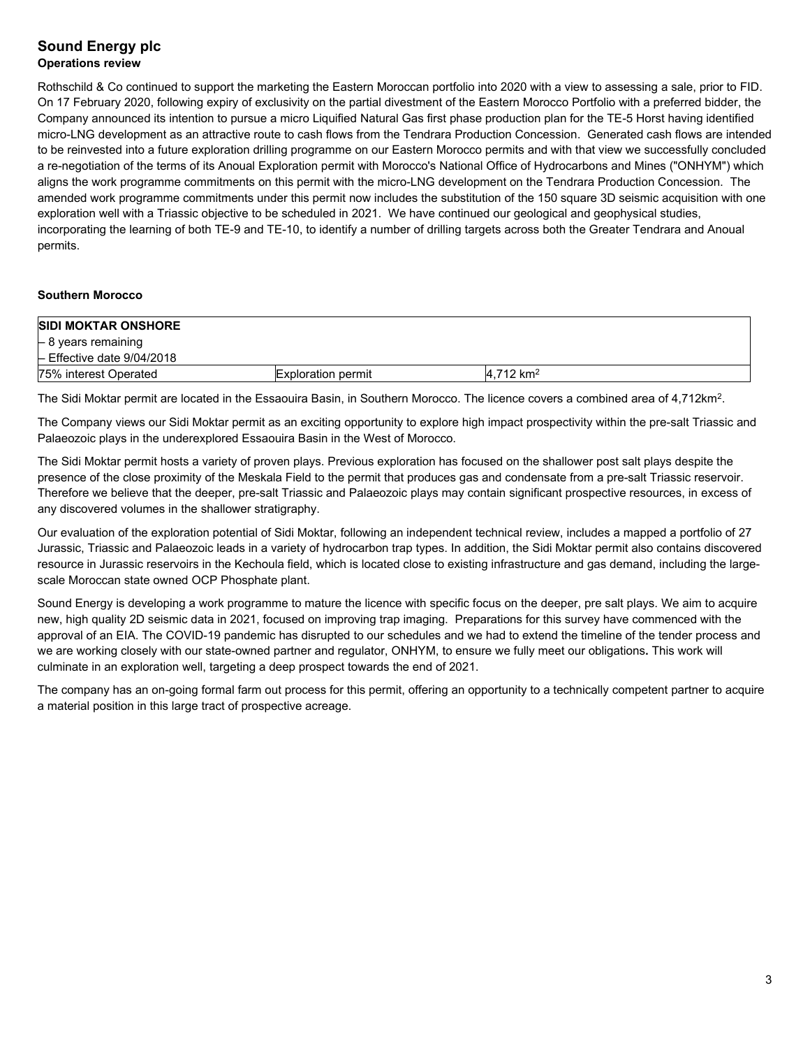# Sound Energy plc
## Operations review

Rothschild & Co continued to support the marketing the Eastern Moroccan portfolio into 2020 with a view to assessing a sale, prior to FID. On 17 February 2020, following expiry of exclusivity on the partial divestment of the Eastern Morocco Portfolio with a preferred bidder, the Company announced its intention to pursue a micro Liquified Natural Gas first phase production plan for the TE-5 Horst having identified micro-LNG development as an attractive route to cash flows from the Tendrara Production Concession. Generated cash flows are intended to be reinvested into a future exploration drilling programme on our Eastern Morocco permits and with that view we successfully concluded a re-negotiation of the terms of its Anoual Exploration permit with Morocco's National Office of Hydrocarbons and Mines ("ONHYM") which aligns the work programme commitments on this permit with the micro-LNG development on the Tendrara Production Concession. The amended work programme commitments under this permit now includes the substitution of the 150 square 3D seismic acquisition with one exploration well with a Triassic objective to be scheduled in 2021. We have continued our geological and geophysical studies, incorporating the learning of both TE-9 and TE-10, to identify a number of drilling targets across both the Greater Tendrara and Anoual permits.

### Southern Morocco

| SIDI MOKTAR ONSHORE | | |
|---|---|---|
| – 8 years remaining | | |
| – Effective date 9/04/2018 | | |
| 75% interest Operated | Exploration permit | 4,712 km$^2$ |

The Sidi Moktar permit are located in the Essaouira Basin, in Southern Morocco. The licence covers a combined area of 4,712km$^2$.

The Company views our Sidi Moktar permit as an exciting opportunity to explore high impact prospectivity within the pre-salt Triassic and Palaeozoic plays in the underexplored Essaouira Basin in the West of Morocco.

The Sidi Moktar permit hosts a variety of proven plays. Previous exploration has focused on the shallower post salt plays despite the presence of the close proximity of the Meskala Field to the permit that produces gas and condensate from a pre-salt Triassic reservoir. Therefore we believe that the deeper, pre-salt Triassic and Palaeozoic plays may contain significant prospective resources, in excess of any discovered volumes in the shallower stratigraphy.

Our evaluation of the exploration potential of Sidi Moktar, following an independent technical review, includes a mapped a portfolio of 27 Jurassic, Triassic and Palaeozoic leads in a variety of hydrocarbon trap types. In addition, the Sidi Moktar permit also contains discovered resource in Jurassic reservoirs in the Kechoula field, which is located close to existing infrastructure and gas demand, including the large-scale Moroccan state owned OCP Phosphate plant.

Sound Energy is developing a work programme to mature the licence with specific focus on the deeper, pre salt plays. We aim to acquire new, high quality 2D seismic data in 2021, focused on improving trap imaging. Preparations for this survey have commenced with the approval of an EIA. The COVID-19 pandemic has disrupted to our schedules and we had to extend the timeline of the tender process and we are working closely with our state-owned partner and regulator, ONHYM, to ensure we fully meet our obligations**.** This work will culminate in an exploration well, targeting a deep prospect towards the end of 2021.

The company has an on-going formal farm out process for this permit, offering an opportunity to a technically competent partner to acquire a material position in this large tract of prospective acreage.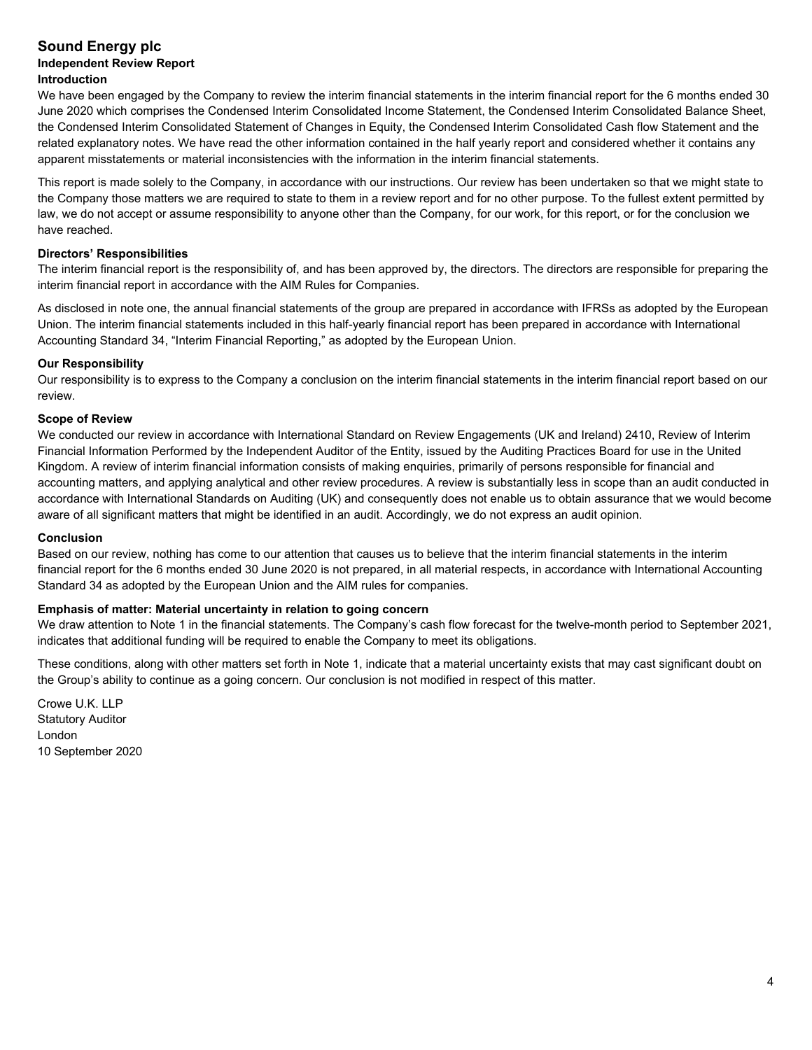# Sound Energy plc

## Independent Review Report

### Introduction

We have been engaged by the Company to review the interim financial statements in the interim financial report for the 6 months ended 30 June 2020 which comprises the Condensed Interim Consolidated Income Statement, the Condensed Interim Consolidated Balance Sheet, the Condensed Interim Consolidated Statement of Changes in Equity, the Condensed Interim Consolidated Cash flow Statement and the related explanatory notes. We have read the other information contained in the half yearly report and considered whether it contains any apparent misstatements or material inconsistencies with the information in the interim financial statements.

This report is made solely to the Company, in accordance with our instructions. Our review has been undertaken so that we might state to the Company those matters we are required to state to them in a review report and for no other purpose. To the fullest extent permitted by law, we do not accept or assume responsibility to anyone other than the Company, for our work, for this report, or for the conclusion we have reached.

### Directors' Responsibilities

The interim financial report is the responsibility of, and has been approved by, the directors. The directors are responsible for preparing the interim financial report in accordance with the AIM Rules for Companies.

As disclosed in note one, the annual financial statements of the group are prepared in accordance with IFRSs as adopted by the European Union. The interim financial statements included in this half-yearly financial report has been prepared in accordance with International Accounting Standard 34, "Interim Financial Reporting," as adopted by the European Union.

### Our Responsibility

Our responsibility is to express to the Company a conclusion on the interim financial statements in the interim financial report based on our review.

### Scope of Review

We conducted our review in accordance with International Standard on Review Engagements (UK and Ireland) 2410, Review of Interim Financial Information Performed by the Independent Auditor of the Entity, issued by the Auditing Practices Board for use in the United Kingdom. A review of interim financial information consists of making enquiries, primarily of persons responsible for financial and accounting matters, and applying analytical and other review procedures. A review is substantially less in scope than an audit conducted in accordance with International Standards on Auditing (UK) and consequently does not enable us to obtain assurance that we would become aware of all significant matters that might be identified in an audit. Accordingly, we do not express an audit opinion.

### Conclusion

Based on our review, nothing has come to our attention that causes us to believe that the interim financial statements in the interim financial report for the 6 months ended 30 June 2020 is not prepared, in all material respects, in accordance with International Accounting Standard 34 as adopted by the European Union and the AIM rules for companies.

### Emphasis of matter: Material uncertainty in relation to going concern

We draw attention to Note 1 in the financial statements. The Company's cash flow forecast for the twelve-month period to September 2021, indicates that additional funding will be required to enable the Company to meet its obligations.

These conditions, along with other matters set forth in Note 1, indicate that a material uncertainty exists that may cast significant doubt on the Group's ability to continue as a going concern. Our conclusion is not modified in respect of this matter.

Crowe U.K. LLP
Statutory Auditor
London
10 September 2020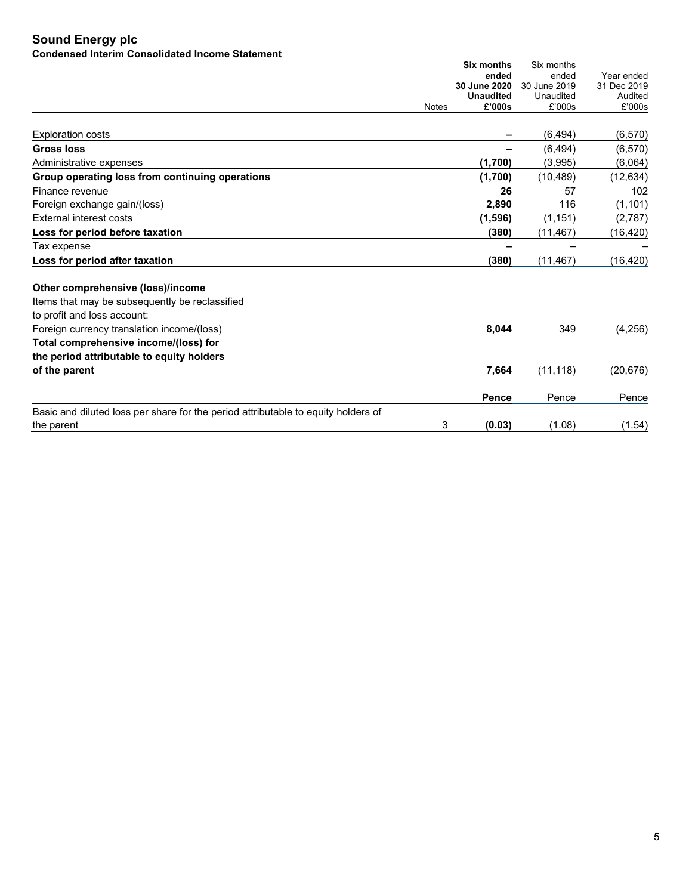# Sound Energy plc

## Condensed Interim Consolidated Income Statement

| | Notes | **Six months ended 30 June 2020 Unaudited £'000s** | Six months ended 30 June 2019 Unaudited £'000s | Year ended 31 Dec 2019 Audited £'000s |
|---|---|---|---|---|
| Exploration costs | | **–** | (6,494) | (6,570) |
| **Gross loss** | | **–** | (6,494) | (6,570) |
| Administrative expenses | | **(1,700)** | (3,995) | (6,064) |
| **Group operating loss from continuing operations** | | **(1,700)** | (10,489) | (12,634) |
| Finance revenue | | **26** | 57 | 102 |
| Foreign exchange gain/(loss) | | **2,890** | 116 | (1,101) |
| External interest costs | | **(1,596)** | (1,151) | (2,787) |
| **Loss for period before taxation** | | **(380)** | (11,467) | (16,420) |
| Tax expense | | **–** | – | – |
| **Loss for period after taxation** | | **(380)** | (11,467) | (16,420) |
| | | | | |
| **Other comprehensive (loss)/income** | | | | |
| Items that may be subsequently be reclassified to profit and loss account: | | | | |
| Foreign currency translation income/(loss) | | **8,044** | 349 | (4,256) |
| **Total comprehensive income/(loss) for the period attributable to equity holders of the parent** | | **7,664** | (11,118) | (20,676) |
| | | **Pence** | Pence | Pence |
| Basic and diluted loss per share for the period attributable to equity holders of the parent | 3 | **(0.03)** | (1.08) | (1.54) |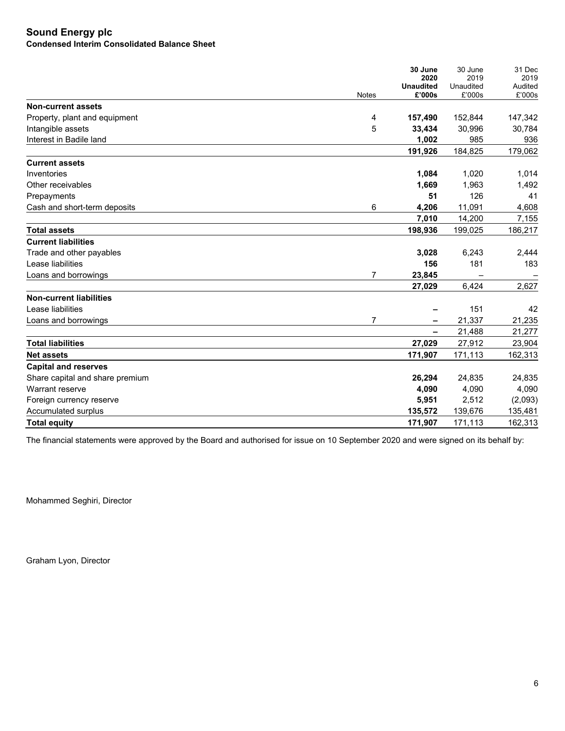# Sound Energy plc

## Condensed Interim Consolidated Balance Sheet

| | Notes | 30 June 2020 Unaudited £'000s | 30 June 2019 Unaudited £'000s | 31 Dec 2019 Audited £'000s |
|---|---|---|---|---|
| **Non-current assets** | | | | |
| Property, plant and equipment | 4 | **157,490** | 152,844 | 147,342 |
| Intangible assets | 5 | **33,434** | 30,996 | 30,784 |
| Interest in Badile land | | **1,002** | 985 | 936 |
| | | **191,926** | 184,825 | 179,062 |
| **Current assets** | | | | |
| Inventories | | **1,084** | 1,020 | 1,014 |
| Other receivables | | **1,669** | 1,963 | 1,492 |
| Prepayments | | **51** | 126 | 41 |
| Cash and short-term deposits | 6 | **4,206** | 11,091 | 4,608 |
| | | **7,010** | 14,200 | 7,155 |
| **Total assets** | | **198,936** | 199,025 | 186,217 |
| **Current liabilities** | | | | |
| Trade and other payables | | **3,028** | 6,243 | 2,444 |
| Lease liabilities | | **156** | 181 | 183 |
| Loans and borrowings | 7 | **23,845** | – | – |
| | | **27,029** | 6,424 | 2,627 |
| **Non-current liabilities** | | | | |
| Lease liabilities | | **–** | 151 | 42 |
| Loans and borrowings | 7 | **–** | 21,337 | 21,235 |
| | | **–** | 21,488 | 21,277 |
| **Total liabilities** | | **27,029** | 27,912 | 23,904 |
| **Net assets** | | **171,907** | 171,113 | 162,313 |
| **Capital and reserves** | | | | |
| Share capital and share premium | | **26,294** | 24,835 | 24,835 |
| Warrant reserve | | **4,090** | 4,090 | 4,090 |
| Foreign currency reserve | | **5,951** | 2,512 | (2,093) |
| Accumulated surplus | | **135,572** | 139,676 | 135,481 |
| **Total equity** | | **171,907** | 171,113 | 162,313 |

The financial statements were approved by the Board and authorised for issue on 10 September 2020 and were signed on its behalf by:

Mohammed Seghiri, Director

Graham Lyon, Director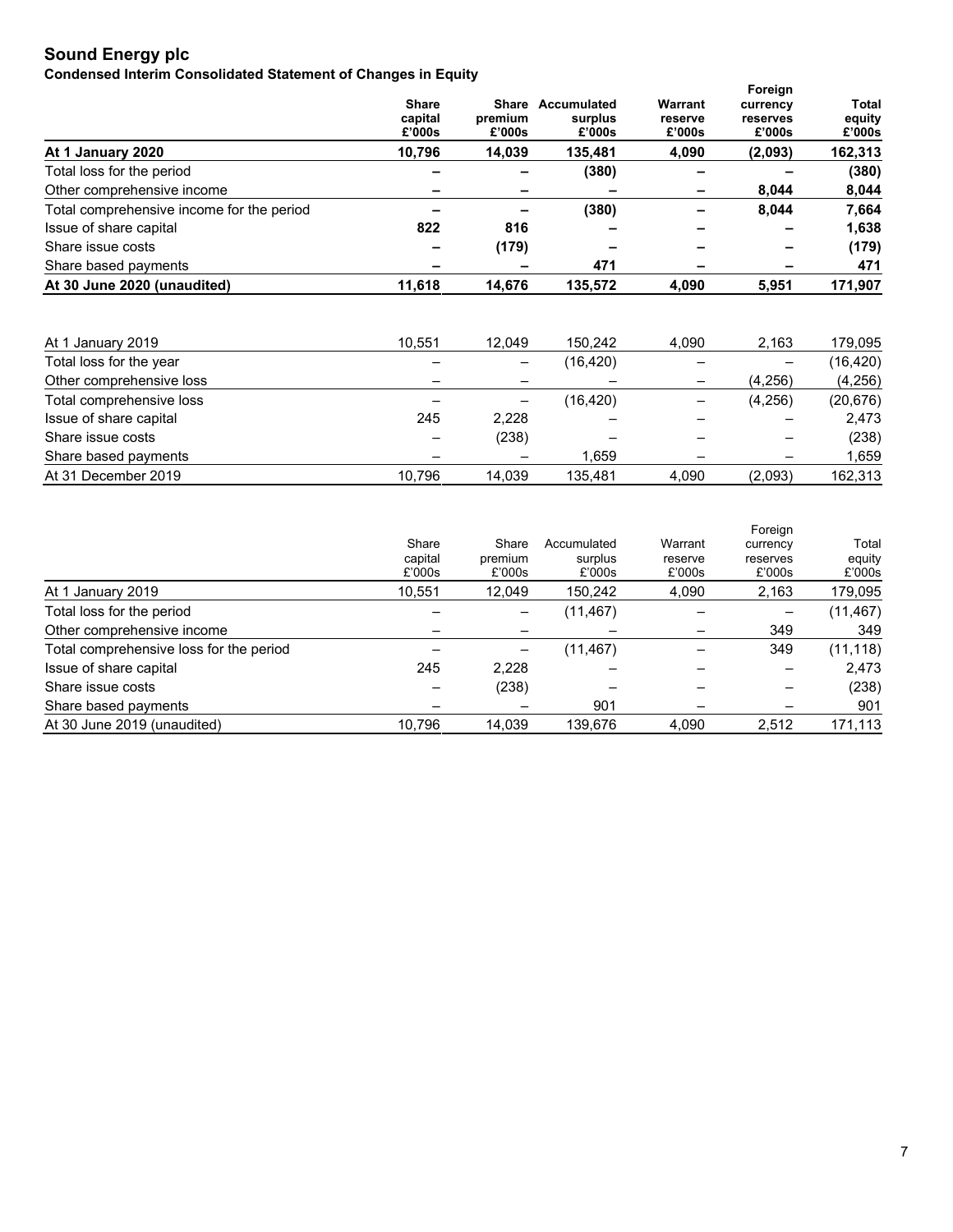# Sound Energy plc

**Condensed Interim Consolidated Statement of Changes in Equity**

| | Share capital £'000s | Share premium £'000s | Accumulated surplus £'000s | Warrant reserve £'000s | Foreign currency reserves £'000s | Total equity £'000s |
|---|---|---|---|---|---|---|
| **At 1 January 2020** | **10,796** | **14,039** | **135,481** | **4,090** | **(2,093)** | **162,313** |
| Total loss for the period | **–** | **–** | **(380)** | **–** | **–** | **(380)** |
| Other comprehensive income | **–** | **–** | **–** | **–** | **8,044** | **8,044** |
| Total comprehensive income for the period | **–** | **–** | **(380)** | **–** | **8,044** | **7,664** |
| Issue of share capital | **822** | **816** | **–** | **–** | **–** | **1,638** |
| Share issue costs | **–** | **(179)** | **–** | **–** | **–** | **(179)** |
| Share based payments | **–** | **–** | **471** | **–** | **–** | **471** |
| **At 30 June 2020 (unaudited)** | **11,618** | **14,676** | **135,572** | **4,090** | **5,951** | **171,907** |

| | Share capital £'000s | Share premium £'000s | Accumulated surplus £'000s | Warrant reserve £'000s | Foreign currency reserves £'000s | Total equity £'000s |
|---|---|---|---|---|---|---|
| At 1 January 2019 | 10,551 | 12,049 | 150,242 | 4,090 | 2,163 | 179,095 |
| Total loss for the year | – | – | (16,420) | – | – | (16,420) |
| Other comprehensive loss | – | – | – | – | (4,256) | (4,256) |
| Total comprehensive loss | – | – | (16,420) | – | (4,256) | (20,676) |
| Issue of share capital | 245 | 2,228 | – | – | – | 2,473 |
| Share issue costs | – | (238) | – | – | – | (238) |
| Share based payments | – | – | 1,659 | – | – | 1,659 |
| At 31 December 2019 | 10,796 | 14,039 | 135,481 | 4,090 | (2,093) | 162,313 |

| | Share capital £'000s | Share premium £'000s | Accumulated surplus £'000s | Warrant reserve £'000s | Foreign currency reserves £'000s | Total equity £'000s |
|---|---|---|---|---|---|---|
| At 1 January 2019 | 10,551 | 12,049 | 150,242 | 4,090 | 2,163 | 179,095 |
| Total loss for the period | – | – | (11,467) | – | – | (11,467) |
| Other comprehensive income | – | – | – | – | 349 | 349 |
| Total comprehensive loss for the period | – | – | (11,467) | – | 349 | (11,118) |
| Issue of share capital | 245 | 2,228 | – | – | – | 2,473 |
| Share issue costs | – | (238) | – | – | – | (238) |
| Share based payments | – | – | 901 | – | – | 901 |
| At 30 June 2019 (unaudited) | 10,796 | 14,039 | 139,676 | 4,090 | 2,512 | 171,113 |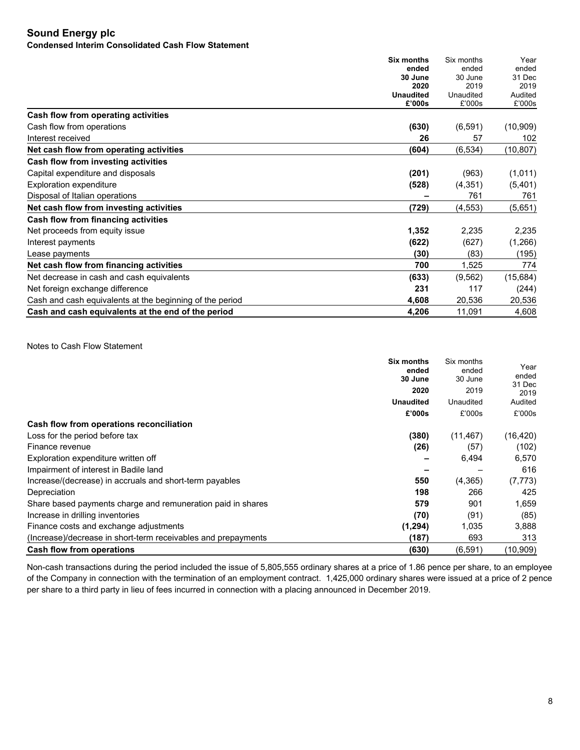# Sound Energy plc

## Condensed Interim Consolidated Cash Flow Statement

| | **Six months ended 30 June 2020 Unaudited £'000s** | Six months ended 30 June 2019 Unaudited £'000s | Year ended 31 Dec 2019 Audited £'000s |
|---|---|---|---|
| **Cash flow from operating activities** | | | |
| Cash flow from operations | **(630)** | (6,591) | (10,909) |
| Interest received | **26** | 57 | 102 |
| **Net cash flow from operating activities** | **(604)** | (6,534) | (10,807) |
| **Cash flow from investing activities** | | | |
| Capital expenditure and disposals | **(201)** | (963) | (1,011) |
| Exploration expenditure | **(528)** | (4,351) | (5,401) |
| Disposal of Italian operations | **–** | 761 | 761 |
| **Net cash flow from investing activities** | **(729)** | (4,553) | (5,651) |
| **Cash flow from financing activities** | | | |
| Net proceeds from equity issue | **1,352** | 2,235 | 2,235 |
| Interest payments | **(622)** | (627) | (1,266) |
| Lease payments | **(30)** | (83) | (195) |
| **Net cash flow from financing activities** | **700** | 1,525 | 774 |
| Net decrease in cash and cash equivalents | **(633)** | (9,562) | (15,684) |
| Net foreign exchange difference | **231** | 117 | (244) |
| Cash and cash equivalents at the beginning of the period | **4,608** | 20,536 | 20,536 |
| **Cash and cash equivalents at the end of the period** | **4,206** | 11,091 | 4,608 |

Notes to Cash Flow Statement

| | **Six months ended 30 June 2020 Unaudited £'000s** | Six months ended 30 June 2019 Unaudited £'000s | Year ended 31 Dec 2019 Audited £'000s |
|---|---|---|---|
| **Cash flow from operations reconciliation** | | | |
| Loss for the period before tax | **(380)** | (11,467) | (16,420) |
| Finance revenue | **(26)** | (57) | (102) |
| Exploration expenditure written off | **–** | 6,494 | 6,570 |
| Impairment of interest in Badile land | **–** | – | 616 |
| Increase/(decrease) in accruals and short-term payables | **550** | (4,365) | (7,773) |
| Depreciation | **198** | 266 | 425 |
| Share based payments charge and remuneration paid in shares | **579** | 901 | 1,659 |
| Increase in drilling inventories | **(70)** | (91) | (85) |
| Finance costs and exchange adjustments | **(1,294)** | 1,035 | 3,888 |
| (Increase)/decrease in short-term receivables and prepayments | **(187)** | 693 | 313 |
| **Cash flow from operations** | **(630)** | (6,591) | (10,909) |

Non-cash transactions during the period included the issue of 5,805,555 ordinary shares at a price of 1.86 pence per share, to an employee of the Company in connection with the termination of an employment contract. 1,425,000 ordinary shares were issued at a price of 2 pence per share to a third party in lieu of fees incurred in connection with a placing announced in December 2019.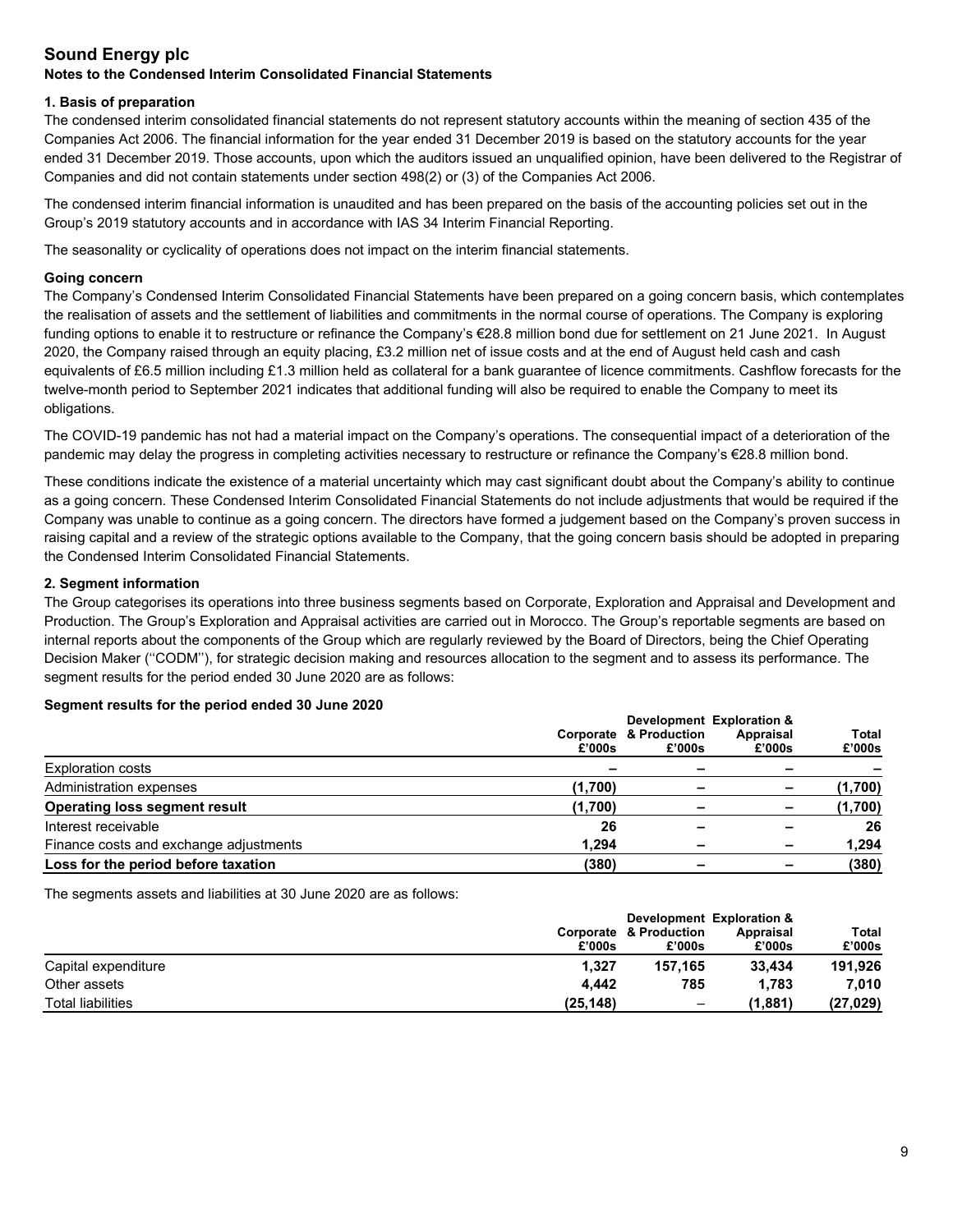# Sound Energy plc

## Notes to the Condensed Interim Consolidated Financial Statements

### 1. Basis of preparation

The condensed interim consolidated financial statements do not represent statutory accounts within the meaning of section 435 of the Companies Act 2006. The financial information for the year ended 31 December 2019 is based on the statutory accounts for the year ended 31 December 2019. Those accounts, upon which the auditors issued an unqualified opinion, have been delivered to the Registrar of Companies and did not contain statements under section 498(2) or (3) of the Companies Act 2006.

The condensed interim financial information is unaudited and has been prepared on the basis of the accounting policies set out in the Group's 2019 statutory accounts and in accordance with IAS 34 Interim Financial Reporting.

The seasonality or cyclicality of operations does not impact on the interim financial statements.

#### Going concern

The Company's Condensed Interim Consolidated Financial Statements have been prepared on a going concern basis, which contemplates the realisation of assets and the settlement of liabilities and commitments in the normal course of operations. The Company is exploring funding options to enable it to restructure or refinance the Company's €28.8 million bond due for settlement on 21 June 2021. In August 2020, the Company raised through an equity placing, £3.2 million net of issue costs and at the end of August held cash and cash equivalents of £6.5 million including £1.3 million held as collateral for a bank guarantee of licence commitments. Cashflow forecasts for the twelve-month period to September 2021 indicates that additional funding will also be required to enable the Company to meet its obligations.

The COVID-19 pandemic has not had a material impact on the Company's operations. The consequential impact of a deterioration of the pandemic may delay the progress in completing activities necessary to restructure or refinance the Company's €28.8 million bond.

These conditions indicate the existence of a material uncertainty which may cast significant doubt about the Company's ability to continue as a going concern. These Condensed Interim Consolidated Financial Statements do not include adjustments that would be required if the Company was unable to continue as a going concern. The directors have formed a judgement based on the Company's proven success in raising capital and a review of the strategic options available to the Company, that the going concern basis should be adopted in preparing the Condensed Interim Consolidated Financial Statements.

### 2. Segment information

The Group categorises its operations into three business segments based on Corporate, Exploration and Appraisal and Development and Production. The Group's Exploration and Appraisal activities are carried out in Morocco. The Group's reportable segments are based on internal reports about the components of the Group which are regularly reviewed by the Board of Directors, being the Chief Operating Decision Maker (''CODM''), for strategic decision making and resources allocation to the segment and to assess its performance. The segment results for the period ended 30 June 2020 are as follows:

**Segment results for the period ended 30 June 2020**

| | Corporate £'000s | Development & Production £'000s | Exploration & Appraisal £'000s | Total £'000s |
|---|---|---|---|---|
| Exploration costs | – | – | – | – |
| Administration expenses | (1,700) | – | – | (1,700) |
| **Operating loss segment result** | **(1,700)** | **–** | **–** | **(1,700)** |
| Interest receivable | 26 | – | – | 26 |
| Finance costs and exchange adjustments | 1,294 | – | – | 1,294 |
| **Loss for the period before taxation** | **(380)** | **–** | **–** | **(380)** |

The segments assets and liabilities at 30 June 2020 are as follows:

| | Corporate £'000s | Development & Production £'000s | Exploration & Appraisal £'000s | Total £'000s |
|---|---|---|---|---|
| Capital expenditure | 1,327 | 157,165 | 33,434 | 191,926 |
| Other assets | 4,442 | 785 | 1,783 | 7,010 |
| Total liabilities | (25,148) | – | (1,881) | (27,029) |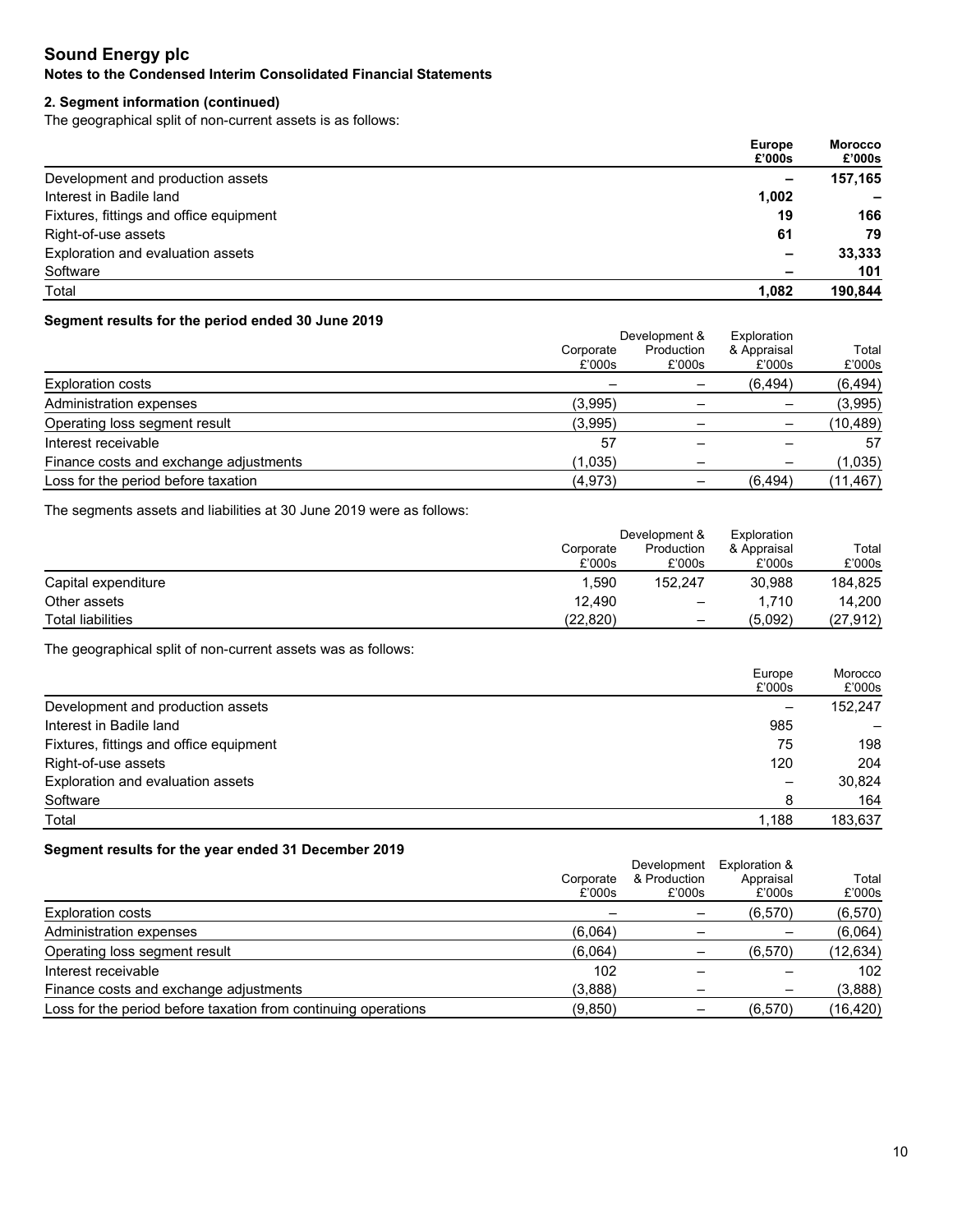# Sound Energy plc

## Notes to the Condensed Interim Consolidated Financial Statements

### 2. Segment information (continued)

The geographical split of non-current assets is as follows:

| | **Europe £'000s** | **Morocco £'000s** |
|---|---|---|
| Development and production assets | **–** | **157,165** |
| Interest in Badile land | **1,002** | **–** |
| Fixtures, fittings and office equipment | **19** | **166** |
| Right-of-use assets | **61** | **79** |
| Exploration and evaluation assets | **–** | **33,333** |
| Software | **–** | **101** |
| Total | **1,082** | **190,844** |

**Segment results for the period ended 30 June 2019**

| | Corporate £'000s | Development & Production £'000s | Exploration & Appraisal £'000s | Total £'000s |
|---|---|---|---|---|
| Exploration costs | – | – | (6,494) | (6,494) |
| Administration expenses | (3,995) | – | – | (3,995) |
| Operating loss segment result | (3,995) | – | – | (10,489) |
| Interest receivable | 57 | – | – | 57 |
| Finance costs and exchange adjustments | (1,035) | – | – | (1,035) |
| Loss for the period before taxation | (4,973) | – | (6,494) | (11,467) |

The segments assets and liabilities at 30 June 2019 were as follows:

| | Corporate £'000s | Development & Production £'000s | Exploration & Appraisal £'000s | Total £'000s |
|---|---|---|---|---|
| Capital expenditure | 1,590 | 152,247 | 30,988 | 184,825 |
| Other assets | 12,490 | – | 1,710 | 14,200 |
| Total liabilities | (22,820) | – | (5,092) | (27,912) |

The geographical split of non-current assets was as follows:

| | Europe £'000s | Morocco £'000s |
|---|---|---|
| Development and production assets | – | 152,247 |
| Interest in Badile land | 985 | – |
| Fixtures, fittings and office equipment | 75 | 198 |
| Right-of-use assets | 120 | 204 |
| Exploration and evaluation assets | – | 30,824 |
| Software | 8 | 164 |
| Total | 1,188 | 183,637 |

**Segment results for the year ended 31 December 2019**

| | Corporate £'000s | Development & Production £'000s | Exploration & Appraisal £'000s | Total £'000s |
|---|---|---|---|---|
| Exploration costs | – | – | (6,570) | (6,570) |
| Administration expenses | (6,064) | – | – | (6,064) |
| Operating loss segment result | (6,064) | – | (6,570) | (12,634) |
| Interest receivable | 102 | – | – | 102 |
| Finance costs and exchange adjustments | (3,888) | – | – | (3,888) |
| Loss for the period before taxation from continuing operations | (9,850) | – | (6,570) | (16,420) |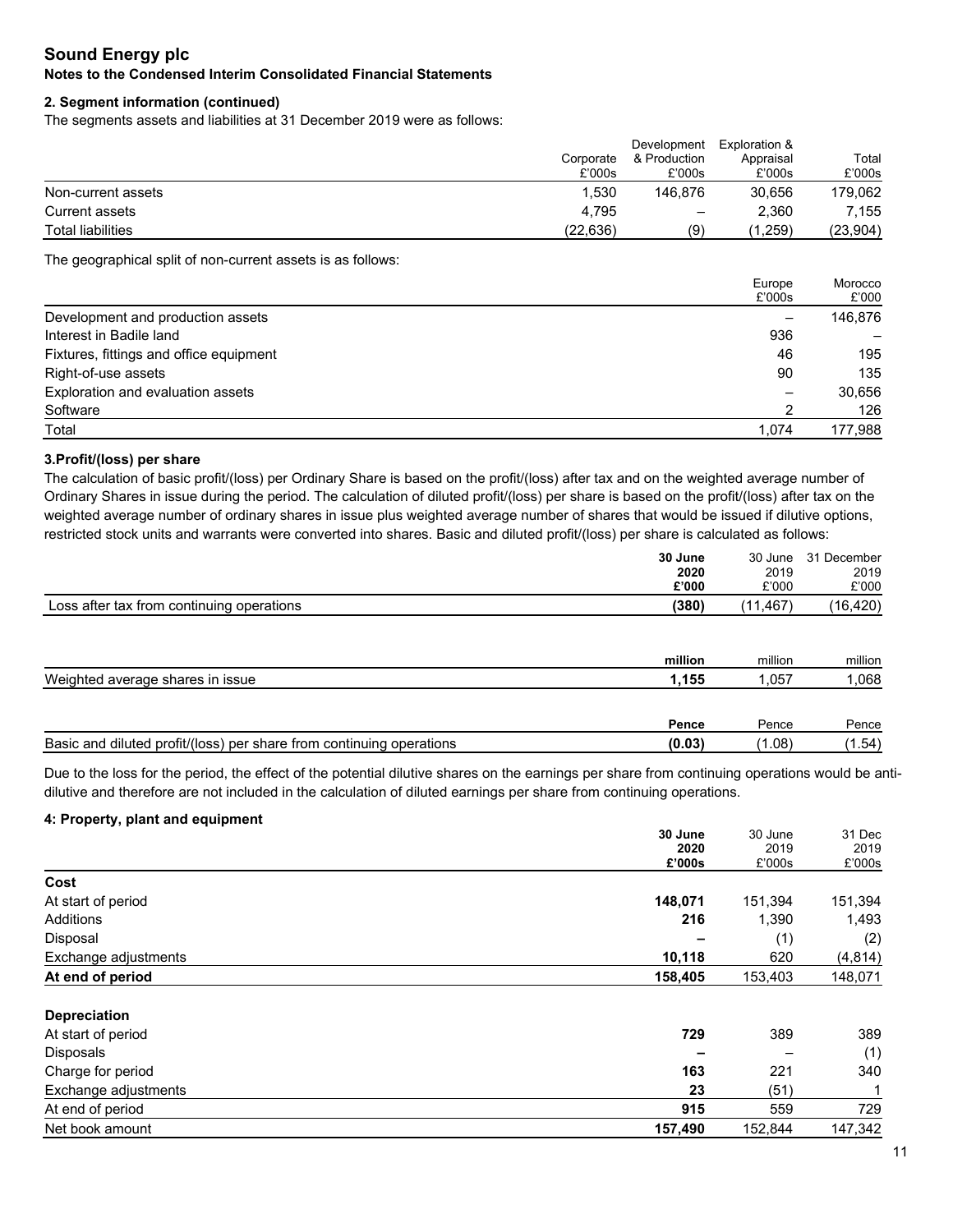# Sound Energy plc

**Notes to the Condensed Interim Consolidated Financial Statements**

### 2. Segment information (continued)

The segments assets and liabilities at 31 December 2019 were as follows:

| | Corporate £'000s | Development & Production £'000s | Exploration & Appraisal £'000s | Total £'000s |
|---|---|---|---|---|
| Non-current assets | 1,530 | 146,876 | 30,656 | 179,062 |
| Current assets | 4,795 | – | 2,360 | 7,155 |
| Total liabilities | (22,636) | (9) | (1,259) | (23,904) |

The geographical split of non-current assets is as follows:

| | Europe £'000s | Morocco £'000 |
|---|---|---|
| Development and production assets | – | 146,876 |
| Interest in Badile land | 936 | – |
| Fixtures, fittings and office equipment | 46 | 195 |
| Right-of-use assets | 90 | 135 |
| Exploration and evaluation assets | – | 30,656 |
| Software | 2 | 126 |
| Total | 1,074 | 177,988 |

### 3.Profit/(loss) per share

The calculation of basic profit/(loss) per Ordinary Share is based on the profit/(loss) after tax and on the weighted average number of Ordinary Shares in issue during the period. The calculation of diluted profit/(loss) per share is based on the profit/(loss) after tax on the weighted average number of ordinary shares in issue plus weighted average number of shares that would be issued if dilutive options, restricted stock units and warrants were converted into shares. Basic and diluted profit/(loss) per share is calculated as follows:

| | **30 June 2020 £'000** | 30 June 2019 £'000 | 31 December 2019 £'000 |
|---|---|---|---|
| Loss after tax from continuing operations | **(380)** | (11,467) | (16,420) |
| | **million** | million | million |
| Weighted average shares in issue | **1,155** | 1,057 | 1,068 |
| | **Pence** | Pence | Pence |
| Basic and diluted profit/(loss) per share from continuing operations | **(0.03)** | (1.08) | (1.54) |

Due to the loss for the period, the effect of the potential dilutive shares on the earnings per share from continuing operations would be anti-dilutive and therefore are not included in the calculation of diluted earnings per share from continuing operations.

### 4: Property, plant and equipment

| | **30 June 2020 £'000s** | 30 June 2019 £'000s | 31 Dec 2019 £'000s |
|---|---|---|---|
| **Cost** | | | |
| At start of period | **148,071** | 151,394 | 151,394 |
| Additions | **216** | 1,390 | 1,493 |
| Disposal | **–** | (1) | (2) |
| Exchange adjustments | **10,118** | 620 | (4,814) |
| **At end of period** | **158,405** | 153,403 | 148,071 |
| **Depreciation** | | | |
| At start of period | **729** | 389 | 389 |
| Disposals | **–** | – | (1) |
| Charge for period | **163** | 221 | 340 |
| Exchange adjustments | **23** | (51) | 1 |
| At end of period | **915** | 559 | 729 |
| Net book amount | **157,490** | 152,844 | 147,342 |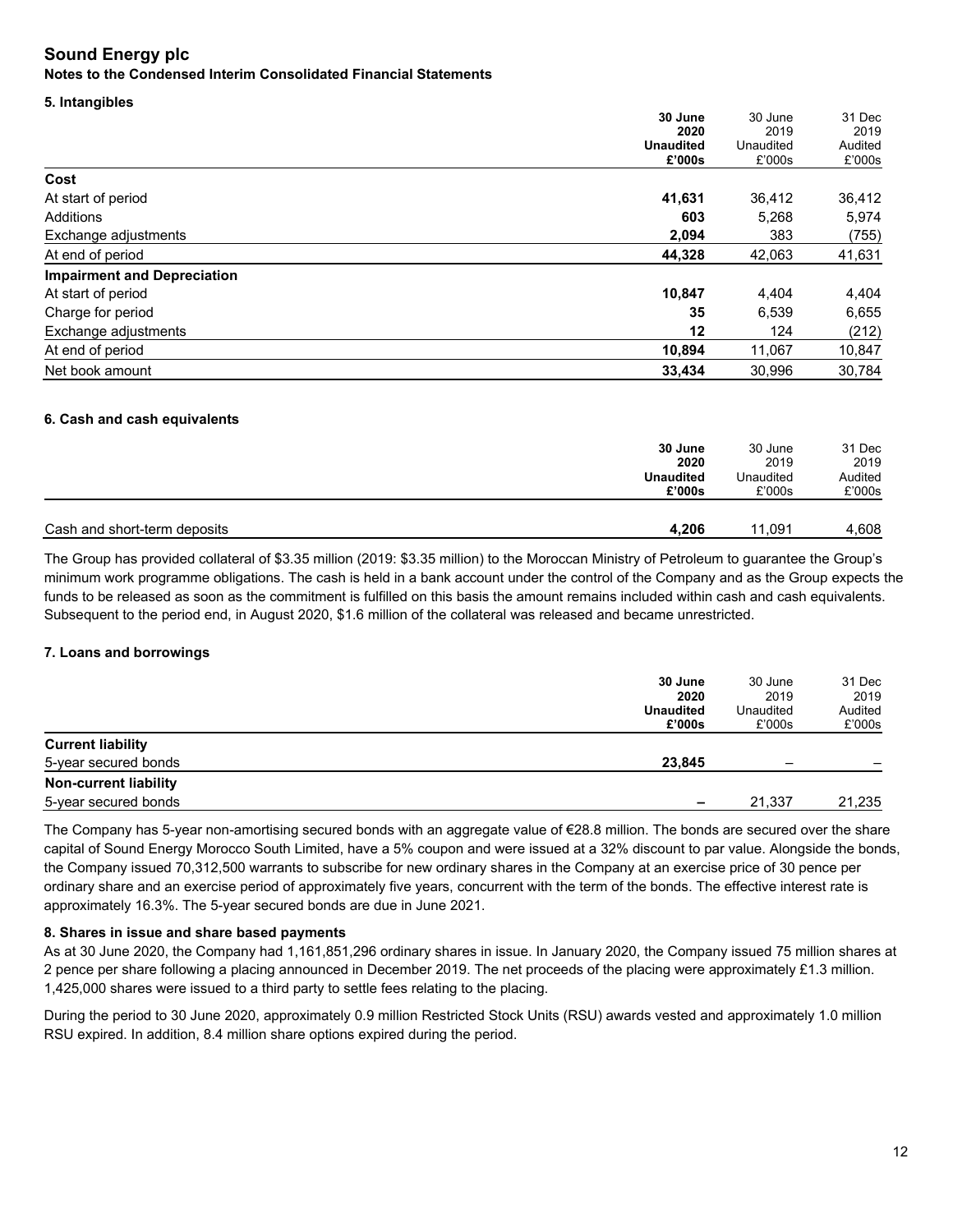# Sound Energy plc

**Notes to the Condensed Interim Consolidated Financial Statements**

## 5. Intangibles

| | **30 June 2020 Unaudited £'000s** | 30 June 2019 Unaudited £'000s | 31 Dec 2019 Audited £'000s |
|---|---|---|---|
| **Cost** | | | |
| At start of period | **41,631** | 36,412 | 36,412 |
| Additions | **603** | 5,268 | 5,974 |
| Exchange adjustments | **2,094** | 383 | (755) |
| At end of period | **44,328** | 42,063 | 41,631 |
| **Impairment and Depreciation** | | | |
| At start of period | **10,847** | 4,404 | 4,404 |
| Charge for period | **35** | 6,539 | 6,655 |
| Exchange adjustments | **12** | 124 | (212) |
| At end of period | **10,894** | 11,067 | 10,847 |
| Net book amount | **33,434** | 30,996 | 30,784 |

## 6. Cash and cash equivalents

| | **30 June 2020 Unaudited £'000s** | 30 June 2019 Unaudited £'000s | 31 Dec 2019 Audited £'000s |
|---|---|---|---|
| Cash and short-term deposits | **4,206** | 11,091 | 4,608 |

The Group has provided collateral of $3.35 million (2019: $3.35 million) to the Moroccan Ministry of Petroleum to guarantee the Group's minimum work programme obligations. The cash is held in a bank account under the control of the Company and as the Group expects the funds to be released as soon as the commitment is fulfilled on this basis the amount remains included within cash and cash equivalents. Subsequent to the period end, in August 2020, $1.6 million of the collateral was released and became unrestricted.

## 7. Loans and borrowings

| | **30 June 2020 Unaudited £'000s** | 30 June 2019 Unaudited £'000s | 31 Dec 2019 Audited £'000s |
|---|---|---|---|
| **Current liability** | | | |
| 5-year secured bonds | **23,845** | – | – |
| **Non-current liability** | | | |
| 5-year secured bonds | **–** | 21,337 | 21,235 |

The Company has 5-year non-amortising secured bonds with an aggregate value of €28.8 million. The bonds are secured over the share capital of Sound Energy Morocco South Limited, have a 5% coupon and were issued at a 32% discount to par value. Alongside the bonds, the Company issued 70,312,500 warrants to subscribe for new ordinary shares in the Company at an exercise price of 30 pence per ordinary share and an exercise period of approximately five years, concurrent with the term of the bonds. The effective interest rate is approximately 16.3%. The 5-year secured bonds are due in June 2021.

## 8. Shares in issue and share based payments

As at 30 June 2020, the Company had 1,161,851,296 ordinary shares in issue. In January 2020, the Company issued 75 million shares at 2 pence per share following a placing announced in December 2019. The net proceeds of the placing were approximately £1.3 million. 1,425,000 shares were issued to a third party to settle fees relating to the placing.

During the period to 30 June 2020, approximately 0.9 million Restricted Stock Units (RSU) awards vested and approximately 1.0 million RSU expired. In addition, 8.4 million share options expired during the period.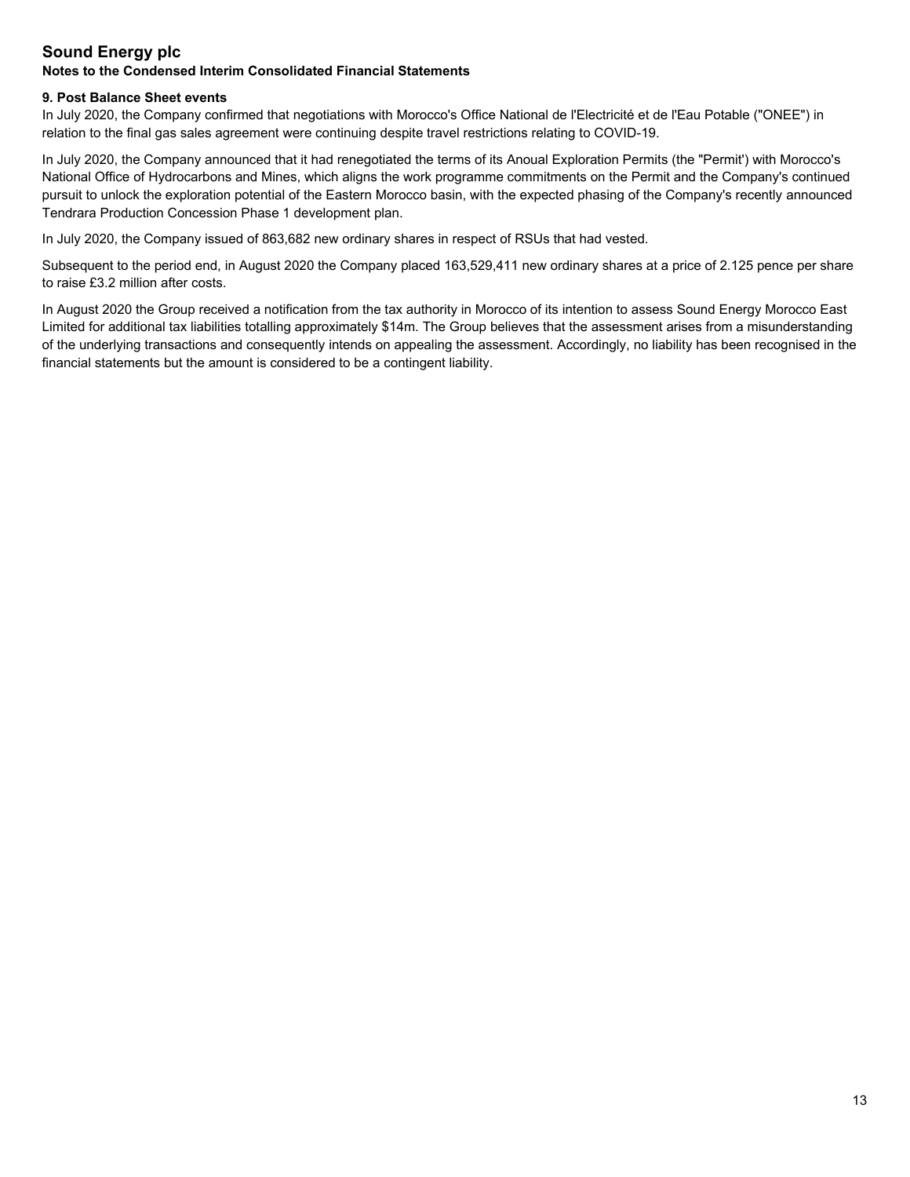# Sound Energy plc

**Notes to the Condensed Interim Consolidated Financial Statements**

**9. Post Balance Sheet events**

In July 2020, the Company confirmed that negotiations with Morocco's Office National de l'Electricité et de l'Eau Potable ("ONEE") in relation to the final gas sales agreement were continuing despite travel restrictions relating to COVID-19.

In July 2020, the Company announced that it had renegotiated the terms of its Anoual Exploration Permits (the "Permit') with Morocco's National Office of Hydrocarbons and Mines, which aligns the work programme commitments on the Permit and the Company's continued pursuit to unlock the exploration potential of the Eastern Morocco basin, with the expected phasing of the Company's recently announced Tendrara Production Concession Phase 1 development plan.

In July 2020, the Company issued of 863,682 new ordinary shares in respect of RSUs that had vested.

Subsequent to the period end, in August 2020 the Company placed 163,529,411 new ordinary shares at a price of 2.125 pence per share to raise £3.2 million after costs.

In August 2020 the Group received a notification from the tax authority in Morocco of its intention to assess Sound Energy Morocco East Limited for additional tax liabilities totalling approximately $14m. The Group believes that the assessment arises from a misunderstanding of the underlying transactions and consequently intends on appealing the assessment. Accordingly, no liability has been recognised in the financial statements but the amount is considered to be a contingent liability.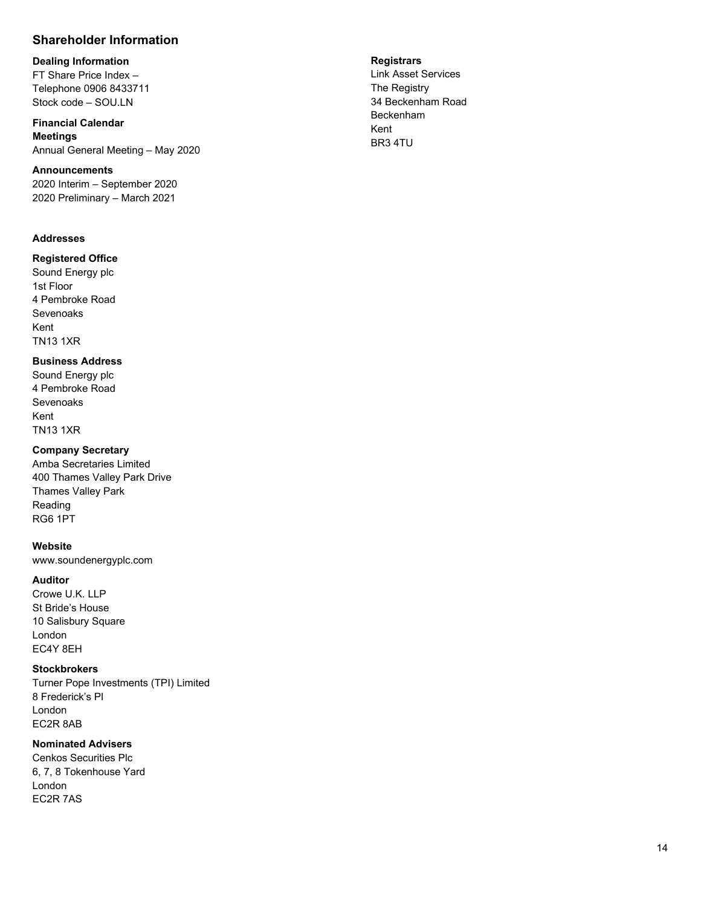## Shareholder Information

**Dealing Information**
FT Share Price Index –
Telephone 0906 8433711
Stock code – SOU.LN

**Financial Calendar**
**Meetings**
Annual General Meeting – May 2020

**Announcements**
2020 Interim – September 2020
2020 Preliminary – March 2021

**Addresses**

**Registered Office**
Sound Energy plc
1st Floor
4 Pembroke Road
Sevenoaks
Kent
TN13 1XR

**Business Address**
Sound Energy plc
4 Pembroke Road
Sevenoaks
Kent
TN13 1XR

**Company Secretary**
Amba Secretaries Limited
400 Thames Valley Park Drive
Thames Valley Park
Reading
RG6 1PT

**Website**
www.soundenergyplc.com

**Auditor**
Crowe U.K. LLP
St Bride's House
10 Salisbury Square
London
EC4Y 8EH

**Stockbrokers**
Turner Pope Investments (TPI) Limited
8 Frederick's Pl
London
EC2R 8AB

**Nominated Advisers**
Cenkos Securities Plc
6, 7, 8 Tokenhouse Yard
London
EC2R 7AS

**Registrars**
Link Asset Services
The Registry
34 Beckenham Road
Beckenham
Kent
BR3 4TU